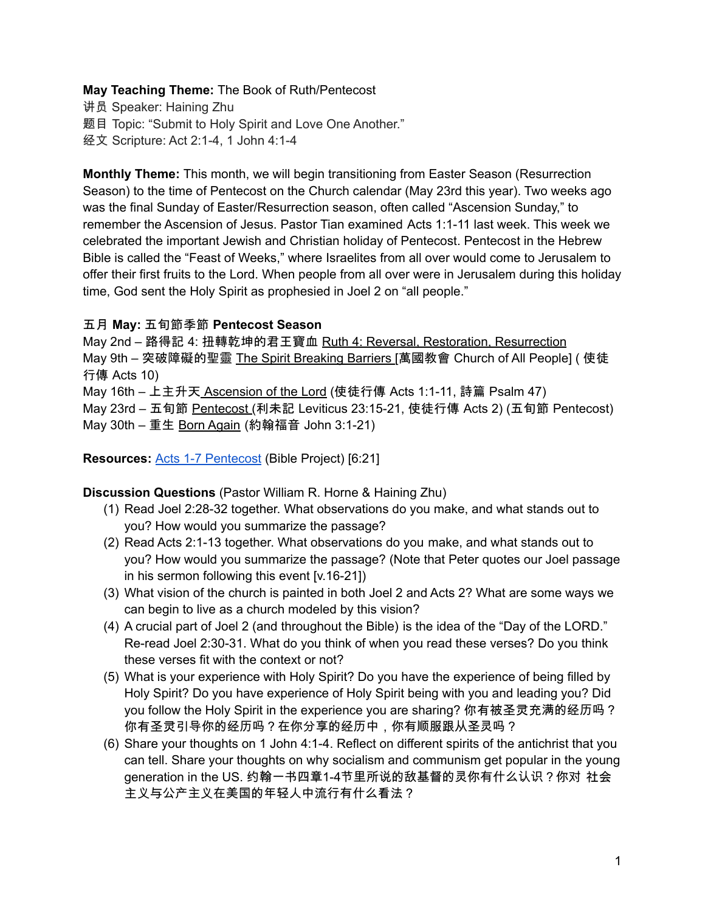**May Teaching Theme:** The Book of Ruth/Pentecost
讲员 Speaker: Haining Zhu
题目 Topic: "Submit to Holy Spirit and Love One Another."
经文 Scripture: Act 2:1-4, 1 John 4:1-4

**Monthly Theme:** This month, we will begin transitioning from Easter Season (Resurrection Season) to the time of Pentecost on the Church calendar (May 23rd this year). Two weeks ago was the final Sunday of Easter/Resurrection season, often called "Ascension Sunday," to remember the Ascension of Jesus. Pastor Tian examined Acts 1:1-11 last week. This week we celebrated the important Jewish and Christian holiday of Pentecost. Pentecost in the Hebrew Bible is called the "Feast of Weeks," where Israelites from all over would come to Jerusalem to offer their first fruits to the Lord. When people from all over were in Jerusalem during this holiday time, God sent the Holy Spirit as prophesied in Joel 2 on "all people."

**五月 May: 五旬節季節 Pentecost Season**
May 2nd – 路得記 4: 扭轉乾坤的君王寶血 Ruth 4: Reversal, Restoration, Resurrection
May 9th – 突破障礙的聖靈 The Spirit Breaking Barriers [萬國教會 Church of All People] ( 使徒行傳 Acts 10)
May 16th – 上主升天 Ascension of the Lord (使徒行傳 Acts 1:1-11, 詩篇 Psalm 47)
May 23rd – 五旬節 Pentecost (利未記 Leviticus 23:15-21, 使徒行傳 Acts 2) (五旬節 Pentecost)
May 30th – 重生 Born Again (約翰福音 John 3:1-21)

**Resources:** Acts 1-7 Pentecost (Bible Project) [6:21]

**Discussion Questions** (Pastor William R. Horne & Haining Zhu)

(1) Read Joel 2:28-32 together. What observations do you make, and what stands out to you? How would you summarize the passage?
(2) Read Acts 2:1-13 together. What observations do you make, and what stands out to you? How would you summarize the passage? (Note that Peter quotes our Joel passage in his sermon following this event [v.16-21])
(3) What vision of the church is painted in both Joel 2 and Acts 2? What are some ways we can begin to live as a church modeled by this vision?
(4) A crucial part of Joel 2 (and throughout the Bible) is the idea of the "Day of the LORD." Re-read Joel 2:30-31. What do you think of when you read these verses? Do you think these verses fit with the context or not?
(5) What is your experience with Holy Spirit? Do you have the experience of being filled by Holy Spirit? Do you have experience of Holy Spirit being with you and leading you? Did you follow the Holy Spirit in the experience you are sharing? 你有被圣灵充满的经历吗？你有圣灵引导你的经历吗？在你分享的经历中，你有顺服跟从圣灵吗？
(6) Share your thoughts on 1 John 4:1-4. Reflect on different spirits of the antichrist that you can tell. Share your thoughts on why socialism and communism get popular in the young generation in the US. 约翰一书四章1-4节里所说的敌基督的灵你有什么认识？你对 社会主义与公产主义在美国的年轻人中流行有什么看法？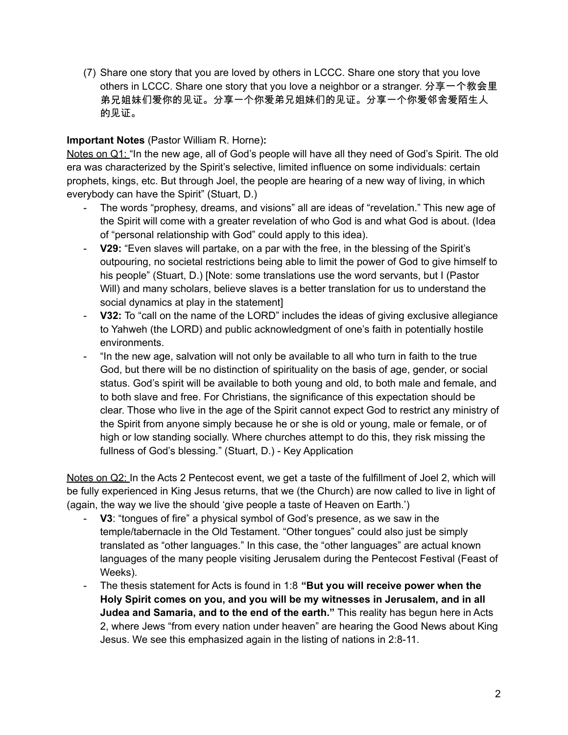(7) Share one story that you are loved by others in LCCC. Share one story that you love others in LCCC. Share one story that you love a neighbor or a stranger. 分享一个教会里弟兄姐妹们爱你的见证。分享一个你爱弟兄姐妹们的见证。分享一个你爱邻舍爱陌生人的见证。

**Important Notes** (Pastor William R. Horne)**:**

Notes on Q1: "In the new age, all of God's people will have all they need of God's Spirit. The old era was characterized by the Spirit's selective, limited influence on some individuals: certain prophets, kings, etc. But through Joel, the people are hearing of a new way of living, in which everybody can have the Spirit" (Stuart, D.)

- The words "prophesy, dreams, and visions" all are ideas of "revelation." This new age of the Spirit will come with a greater revelation of who God is and what God is about. (Idea of "personal relationship with God" could apply to this idea).
- **V29:** "Even slaves will partake, on a par with the free, in the blessing of the Spirit's outpouring, no societal restrictions being able to limit the power of God to give himself to his people" (Stuart, D.) [Note: some translations use the word servants, but I (Pastor Will) and many scholars, believe slaves is a better translation for us to understand the social dynamics at play in the statement]
- **V32:** To "call on the name of the LORD" includes the ideas of giving exclusive allegiance to Yahweh (the LORD) and public acknowledgment of one's faith in potentially hostile environments.
- "In the new age, salvation will not only be available to all who turn in faith to the true God, but there will be no distinction of spirituality on the basis of age, gender, or social status. God's spirit will be available to both young and old, to both male and female, and to both slave and free. For Christians, the significance of this expectation should be clear. Those who live in the age of the Spirit cannot expect God to restrict any ministry of the Spirit from anyone simply because he or she is old or young, male or female, or of high or low standing socially. Where churches attempt to do this, they risk missing the fullness of God's blessing." (Stuart, D.) - Key Application

Notes on Q2: In the Acts 2 Pentecost event, we get a taste of the fulfillment of Joel 2, which will be fully experienced in King Jesus returns, that we (the Church) are now called to live in light of (again, the way we live the should 'give people a taste of Heaven on Earth.')

- **V3**: "tongues of fire" a physical symbol of God's presence, as we saw in the temple/tabernacle in the Old Testament. "Other tongues" could also just be simply translated as "other languages." In this case, the "other languages" are actual known languages of the many people visiting Jerusalem during the Pentecost Festival (Feast of Weeks).
- The thesis statement for Acts is found in 1:8 **"But you will receive power when the Holy Spirit comes on you, and you will be my witnesses in Jerusalem, and in all Judea and Samaria, and to the end of the earth."** This reality has begun here in Acts 2, where Jews "from every nation under heaven" are hearing the Good News about King Jesus. We see this emphasized again in the listing of nations in 2:8-11.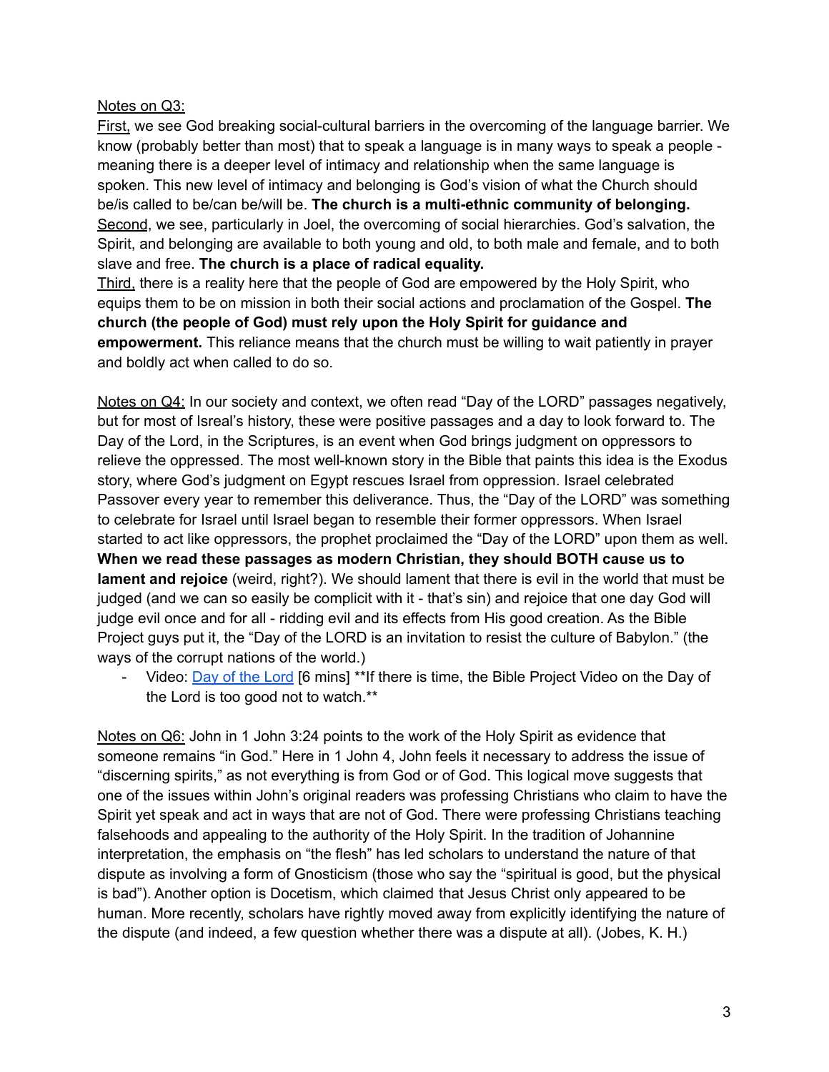<u>Notes on Q3:</u>
<u>First,</u> we see God breaking social-cultural barriers in the overcoming of the language barrier. We know (probably better than most) that to speak a language is in many ways to speak a people - meaning there is a deeper level of intimacy and relationship when the same language is spoken. This new level of intimacy and belonging is God's vision of what the Church should be/is called to be/can be/will be. **The church is a multi-ethnic community of belonging.**
<u>Second</u>, we see, particularly in Joel, the overcoming of social hierarchies. God's salvation, the Spirit, and belonging are available to both young and old, to both male and female, and to both slave and free. **The church is a place of radical equality.**
<u>Third,</u> there is a reality here that the people of God are empowered by the Holy Spirit, who equips them to be on mission in both their social actions and proclamation of the Gospel. **The church (the people of God) must rely upon the Holy Spirit for guidance and empowerment.** This reliance means that the church must be willing to wait patiently in prayer and boldly act when called to do so.

<u>Notes on Q4:</u> In our society and context, we often read "Day of the LORD" passages negatively, but for most of Isreal's history, these were positive passages and a day to look forward to. The Day of the Lord, in the Scriptures, is an event when God brings judgment on oppressors to relieve the oppressed. The most well-known story in the Bible that paints this idea is the Exodus story, where God's judgment on Egypt rescues Israel from oppression. Israel celebrated Passover every year to remember this deliverance. Thus, the "Day of the LORD" was something to celebrate for Israel until Israel began to resemble their former oppressors. When Israel started to act like oppressors, the prophet proclaimed the "Day of the LORD" upon them as well. **When we read these passages as modern Christian, they should BOTH cause us to lament and rejoice** (weird, right?). We should lament that there is evil in the world that must be judged (and we can so easily be complicit with it - that's sin) and rejoice that one day God will judge evil once and for all - ridding evil and its effects from His good creation. As the Bible Project guys put it, the "Day of the LORD is an invitation to resist the culture of Babylon." (the ways of the corrupt nations of the world.)

- Video: Day of the Lord [6 mins] **If there is time, the Bible Project Video on the Day of the Lord is too good not to watch.**

<u>Notes on Q6:</u> John in 1 John 3:24 points to the work of the Holy Spirit as evidence that someone remains "in God." Here in 1 John 4, John feels it necessary to address the issue of "discerning spirits," as not everything is from God or of God. This logical move suggests that one of the issues within John's original readers was professing Christians who claim to have the Spirit yet speak and act in ways that are not of God. There were professing Christians teaching falsehoods and appealing to the authority of the Holy Spirit. In the tradition of Johannine interpretation, the emphasis on "the flesh" has led scholars to understand the nature of that dispute as involving a form of Gnosticism (those who say the "spiritual is good, but the physical is bad"). Another option is Docetism, which claimed that Jesus Christ only appeared to be human. More recently, scholars have rightly moved away from explicitly identifying the nature of the dispute (and indeed, a few question whether there was a dispute at all). (Jobes, K. H.)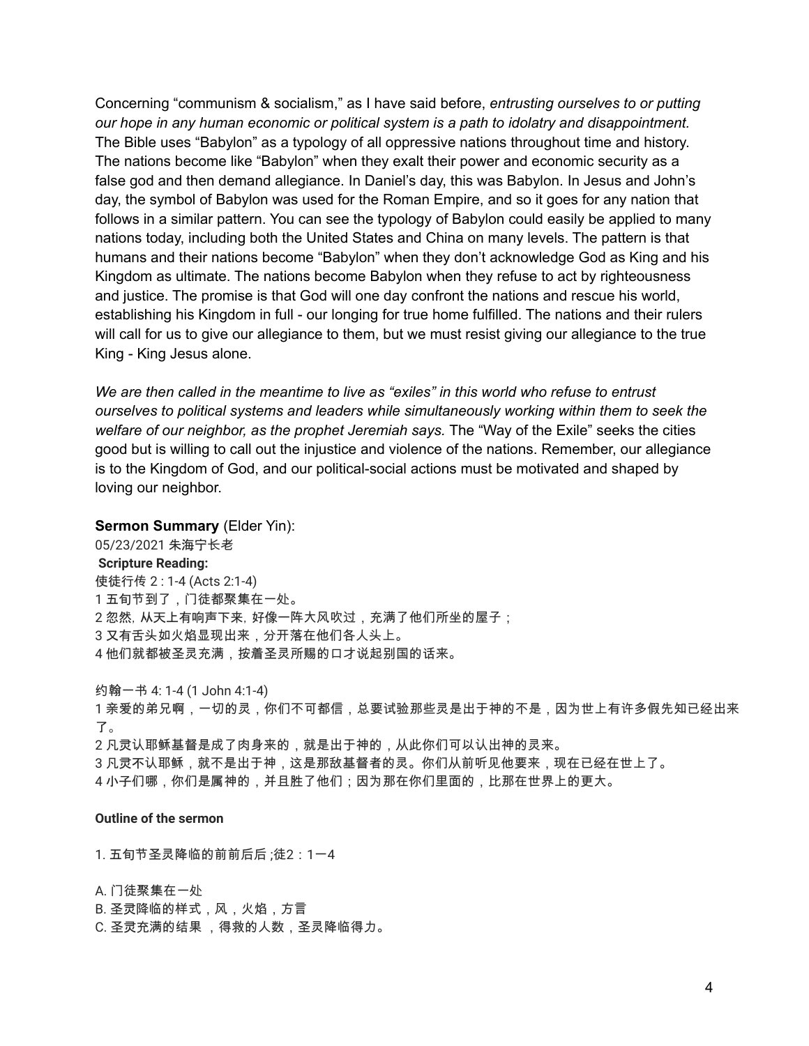Concerning "communism & socialism," as I have said before, *entrusting ourselves to or putting our hope in any human economic or political system is a path to idolatry and disappointment.* The Bible uses "Babylon" as a typology of all oppressive nations throughout time and history. The nations become like "Babylon" when they exalt their power and economic security as a false god and then demand allegiance. In Daniel's day, this was Babylon. In Jesus and John's day, the symbol of Babylon was used for the Roman Empire, and so it goes for any nation that follows in a similar pattern. You can see the typology of Babylon could easily be applied to many nations today, including both the United States and China on many levels. The pattern is that humans and their nations become "Babylon" when they don't acknowledge God as King and his Kingdom as ultimate. The nations become Babylon when they refuse to act by righteousness and justice. The promise is that God will one day confront the nations and rescue his world, establishing his Kingdom in full - our longing for true home fulfilled. The nations and their rulers will call for us to give our allegiance to them, but we must resist giving our allegiance to the true King - King Jesus alone.

*We are then called in the meantime to live as "exiles" in this world who refuse to entrust ourselves to political systems and leaders while simultaneously working within them to seek the welfare of our neighbor, as the prophet Jeremiah says.* The "Way of the Exile" seeks the cities good but is willing to call out the injustice and violence of the nations. Remember, our allegiance is to the Kingdom of God, and our political-social actions must be motivated and shaped by loving our neighbor.

**Sermon Summary** (Elder Yin):

05/23/2021 朱海宁长老

**Scripture Reading:**

使徒行传 2 : 1-4 (Acts 2:1-4)

1 五旬节到了，门徒都聚集在一处。

2 忽然, 从天上有响声下来, 好像一阵大风吹过，充满了他们所坐的屋子；

3 又有舌头如火焰显现出来，分开落在他们各人头上。

4 他们就都被圣灵充满，按着圣灵所赐的口才说起别国的话来。

约翰一书 4: 1-4 (1 John 4:1-4)

1 亲爱的弟兄啊，一切的灵，你们不可都信，总要试验那些灵是出于神的不是，因为世上有许多假先知已经出来了。

2 凡灵认耶稣基督是成了肉身来的，就是出于神的，从此你们可以认出神的灵来。

3 凡灵不认耶稣，就不是出于神，这是那敌基督者的灵。你们从前听见他要来，现在已经在世上了。

4 小子们哪，你们是属神的，并且胜了他们；因为那在你们里面的，比那在世界上的更大。

**Outline of the sermon**

1. 五旬节圣灵降临的前前后后 ;徒2：1一4

A. 门徒聚集在一处

B. 圣灵降临的样式，风，火焰，方言

C. 圣灵充满的结果 ，得救的人数，圣灵降临得力。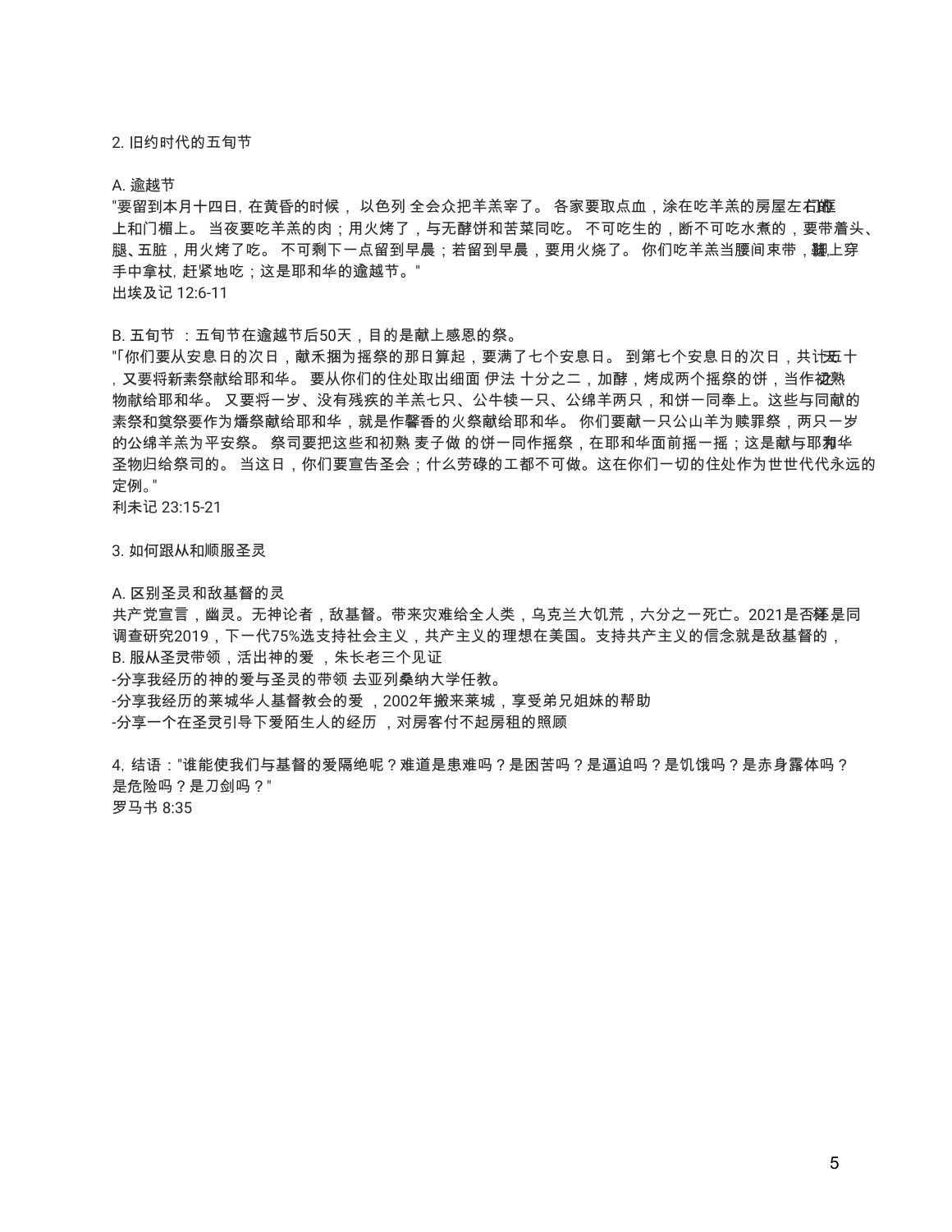2. 旧约时代的五旬节

A. 逾越节

"要留到本月十四日，在黄昏的时候，以色列 全会众把羊羔宰了。 各家要取点血，涂在吃羊羔的房屋左右的门框上和门楣上。 当夜要吃羊羔的肉；用火烤了，与无酵饼和苦菜同吃。 不可吃生的，断不可吃水煮的，要带着头、腿、五脏，用火烤了吃。 不可剩下一点留到早晨；若留到早晨，要用火烧了。 你们吃羊羔当腰间束带，脚上穿鞋，手中拿杖，赶紧地吃；这是耶和华的逾越节。"

出埃及记 12:6-11

B. 五旬节 ：五旬节在逾越节后50天，目的是献上感恩的祭。

"「你们要从安息日的次日，献禾捆为摇祭的那日算起，要满了七个安息日。 到第七个安息日的次日，共计五十天，又要将新素祭献给耶和华。 要从你们的住处取出细面 伊法 十分之二，加酵，烤成两个摇祭的饼，当作初熟之物献给耶和华。 又要将一岁、没有残疾的羊羔七只、公牛犊一只、公绵羊两只，和饼一同奉上。这些与同献的素祭和奠祭要作为燔祭献给耶和华，就是作馨香的火祭献给耶和华。 你们要献一只公山羊为赎罪祭，两只一岁的公绵羊羔为平安祭。 祭司要把这些和初熟 麦子做 的饼一同作摇祭，在耶和华面前摇一摇；这是献与耶和华为圣物归给祭司的。 当这日，你们要宣告圣会；什么劳碌的工都不可做。这在你们一切的住处作为世世代代永远的定例。"

利未记 23:15-21

3. 如何跟从和顺服圣灵

A. 区别圣灵和敌基督的灵

共产党宣言，幽灵。无神论者，敌基督。带来灾难给全人类，乌克兰大饥荒，六分之一死亡。2021是否样是同调查研究2019，下一代75%选支持社会主义，共产主义的理想在美国。支持共产主义的信念就是敌基督的，

B. 服从圣灵带领，活出神的爱 ，朱长老三个见证

-分享我经历的神的爱与圣灵的带领 去亚列桑纳大学任教。

-分享我经历的莱城华人基督教会的爱 ，2002年搬来莱城，享受弟兄姐妹的帮助

-分享一个在圣灵引导下爱陌生人的经历 ，对房客付不起房租的照顾

4, 结语："谁能使我们与基督的爱隔绝呢？难道是患难吗？是困苦吗？是逼迫吗？是饥饿吗？是赤身露体吗？是危险吗？是刀剑吗？"

罗马书 8:35